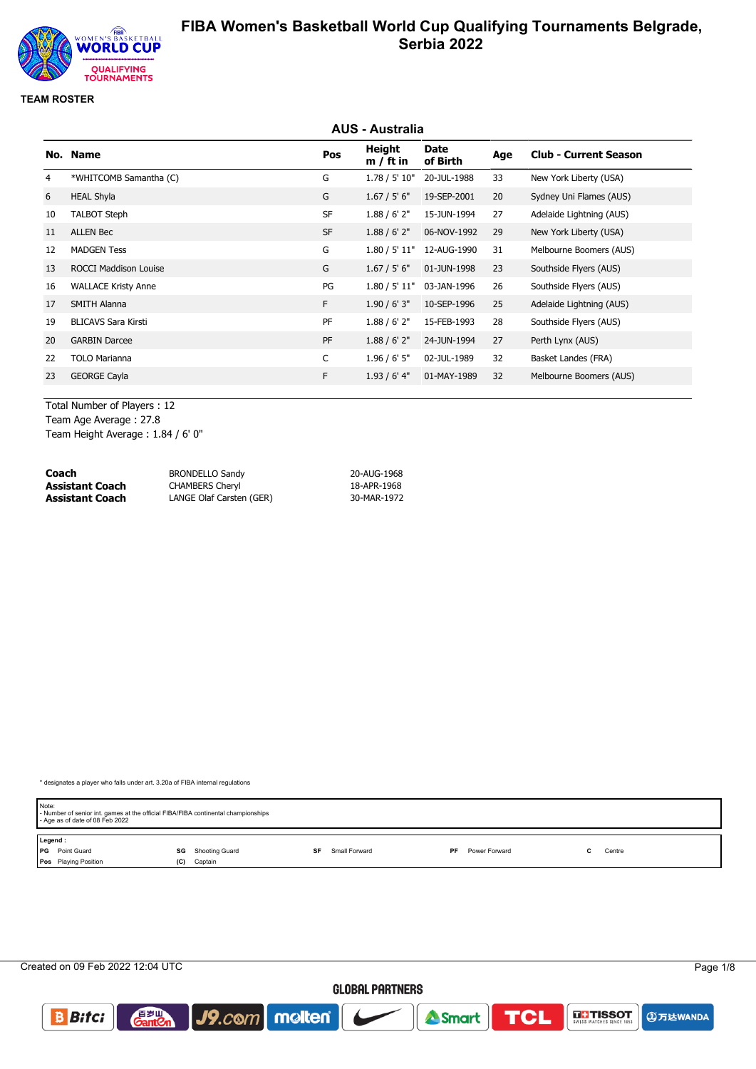# FIBA Women's Basketball World Cup Qualifying Tournaments Belgrade, Serbia 2022

**TEAM ROSTER**

## AUS - Australia

| No. | Name | Pos | Height m / ft in | Date of Birth | Age | Club - Current Season |
|---|---|---|---|---|---|---|
| 4 | *WHITCOMB Samantha (C) | G | 1.78 / 5' 10" | 20-JUL-1988 | 33 | New York Liberty (USA) |
| 6 | HEAL Shyla | G | 1.67 / 5' 6" | 19-SEP-2001 | 20 | Sydney Uni Flames (AUS) |
| 10 | TALBOT Steph | SF | 1.88 / 6' 2" | 15-JUN-1994 | 27 | Adelaide Lightning (AUS) |
| 11 | ALLEN Bec | SF | 1.88 / 6' 2" | 06-NOV-1992 | 29 | New York Liberty (USA) |
| 12 | MADGEN Tess | G | 1.80 / 5' 11" | 12-AUG-1990 | 31 | Melbourne Boomers (AUS) |
| 13 | ROCCI Maddison Louise | G | 1.67 / 5' 6" | 01-JUN-1998 | 23 | Southside Flyers (AUS) |
| 16 | WALLACE Kristy Anne | PG | 1.80 / 5' 11" | 03-JAN-1996 | 26 | Southside Flyers (AUS) |
| 17 | SMITH Alanna | F | 1.90 / 6' 3" | 10-SEP-1996 | 25 | Adelaide Lightning (AUS) |
| 19 | BLICAVS Sara Kirsti | PF | 1.88 / 6' 2" | 15-FEB-1993 | 28 | Southside Flyers (AUS) |
| 20 | GARBIN Darcee | PF | 1.88 / 6' 2" | 24-JUN-1994 | 27 | Perth Lynx (AUS) |
| 22 | TOLO Marianna | C | 1.96 / 6' 5" | 02-JUL-1989 | 32 | Basket Landes (FRA) |
| 23 | GEORGE Cayla | F | 1.93 / 6' 4" | 01-MAY-1989 | 32 | Melbourne Boomers (AUS) |

Total Number of Players : 12
Team Age Average : 27.8
Team Height Average : 1.84 / 6' 0"

| | | |
|---|---|---|
| **Coach** | BRONDELLO Sandy | 20-AUG-1968 |
| **Assistant Coach** | CHAMBERS Cheryl | 18-APR-1968 |
| **Assistant Coach** | LANGE Olaf Carsten (GER) | 30-MAR-1972 |

* designates a player who falls under art. 3.20a of FIBA internal regulations

Note:
- Number of senior int. games at the official FIBA/FIBA continental championships
- Age as of date of 08 Feb 2022

**Legend :**

| | | | | | | | | | |
|---|---|---|---|---|---|---|---|---|---|
| PG | Point Guard | SG | Shooting Guard | SF | Small Forward | PF | Power Forward | C | Centre |
| Pos | Playing Position | (C) | Captain | | | | | | |

Created on 09 Feb 2022 12:04 UTC

GLOBAL PARTNERS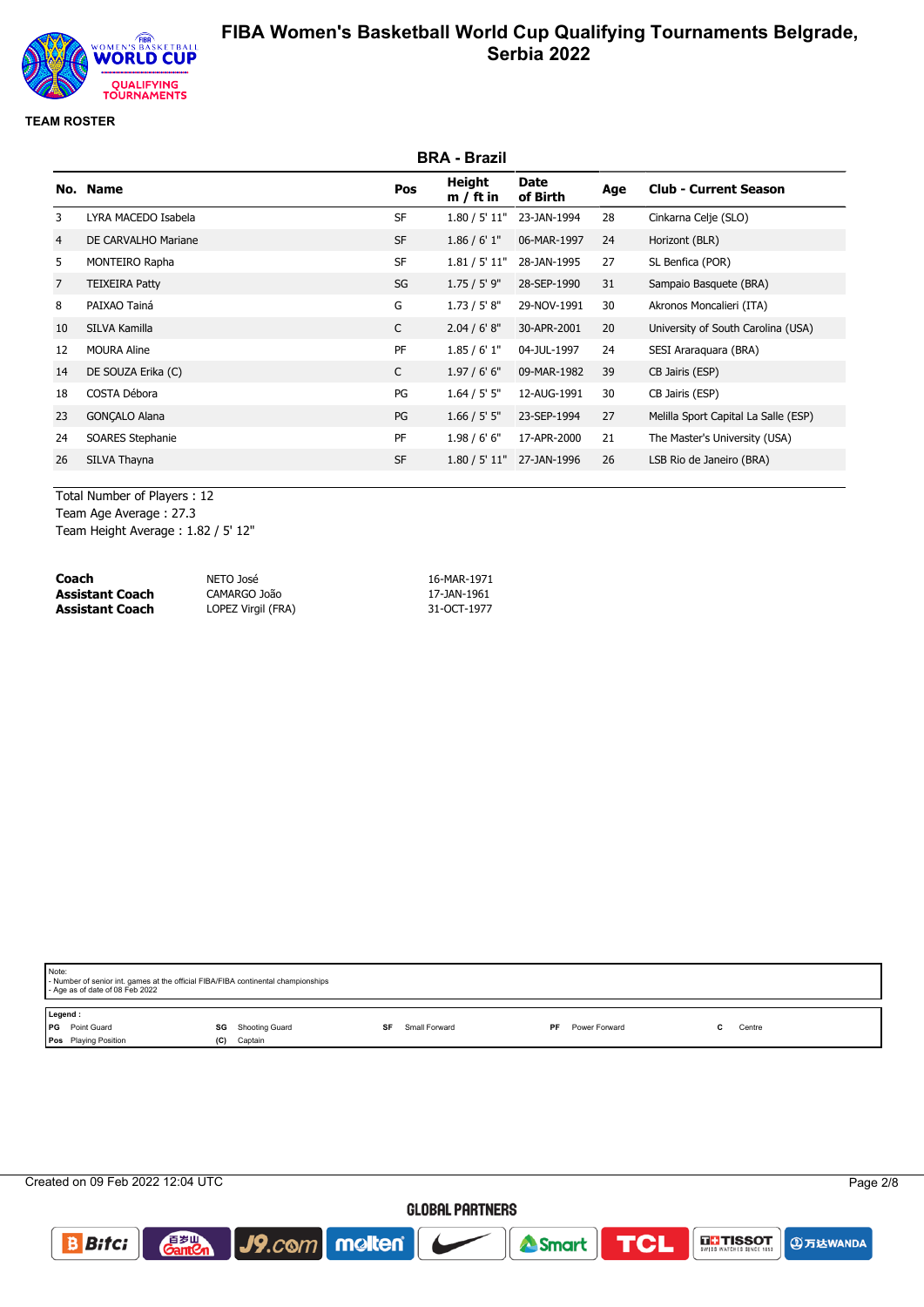# FIBA Women's Basketball World Cup Qualifying Tournaments Belgrade, Serbia 2022

**TEAM ROSTER**

## BRA - Brazil

| No. | Name | Pos | Height m / ft in | Date of Birth | Age | Club - Current Season |
|---|---|---|---|---|---|---|
| 3 | LYRA MACEDO Isabela | SF | 1.80 / 5' 11" | 23-JAN-1994 | 28 | Cinkarna Celje (SLO) |
| 4 | DE CARVALHO Mariane | SF | 1.86 / 6' 1" | 06-MAR-1997 | 24 | Horizont (BLR) |
| 5 | MONTEIRO Rapha | SF | 1.81 / 5' 11" | 28-JAN-1995 | 27 | SL Benfica (POR) |
| 7 | TEIXEIRA Patty | SG | 1.75 / 5' 9" | 28-SEP-1990 | 31 | Sampaio Basquete (BRA) |
| 8 | PAIXAO Tainá | G | 1.73 / 5' 8" | 29-NOV-1991 | 30 | Akronos Moncalieri (ITA) |
| 10 | SILVA Kamilla | C | 2.04 / 6' 8" | 30-APR-2001 | 20 | University of South Carolina (USA) |
| 12 | MOURA Aline | PF | 1.85 / 6' 1" | 04-JUL-1997 | 24 | SESI Araraquara (BRA) |
| 14 | DE SOUZA Erika (C) | C | 1.97 / 6' 6" | 09-MAR-1982 | 39 | CB Jairis (ESP) |
| 18 | COSTA Débora | PG | 1.64 / 5' 5" | 12-AUG-1991 | 30 | CB Jairis (ESP) |
| 23 | GONÇALO Alana | PG | 1.66 / 5' 5" | 23-SEP-1994 | 27 | Melilla Sport Capital La Salle (ESP) |
| 24 | SOARES Stephanie | PF | 1.98 / 6' 6" | 17-APR-2000 | 21 | The Master's University (USA) |
| 26 | SILVA Thayna | SF | 1.80 / 5' 11" | 27-JAN-1996 | 26 | LSB Rio de Janeiro (BRA) |

Total Number of Players : 12
Team Age Average : 27.3
Team Height Average : 1.82 / 5' 12"

| | | |
|---|---|---|
| **Coach** | NETO José | 16-MAR-1971 |
| **Assistant Coach** | CAMARGO João | 17-JAN-1961 |
| **Assistant Coach** | LOPEZ Virgil (FRA) | 31-OCT-1977 |

Note:
- Number of senior int. games at the official FIBA/FIBA continental championships
- Age as of date of 08 Feb 2022

**Legend :**

| | | | | | | | | | |
|---|---|---|---|---|---|---|---|---|---|
| PG | Point Guard | SG | Shooting Guard | SF | Small Forward | PF | Power Forward | C | Centre |
| Pos | Playing Position | (C) | Captain | | | | | | |

Created on 09 Feb 2022 12:04 UTC

GLOBAL PARTNERS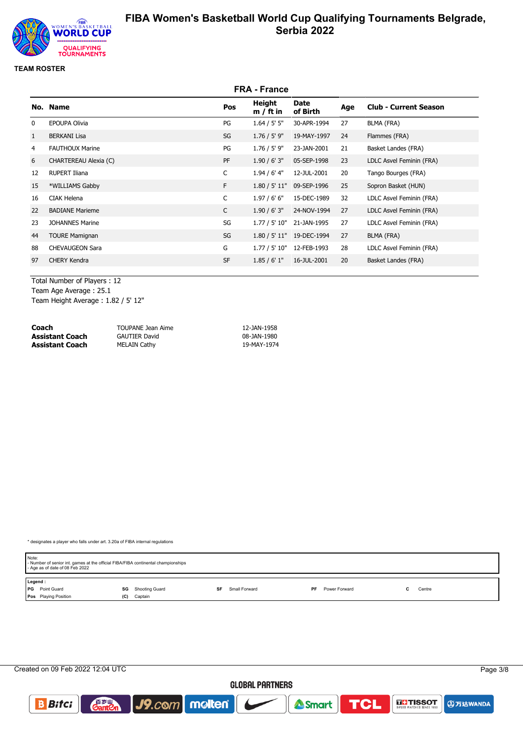# FIBA Women's Basketball World Cup Qualifying Tournaments Belgrade, Serbia 2022

**TEAM ROSTER**

## FRA - France

| No. | Name | Pos | Height m / ft in | Date of Birth | Age | Club - Current Season |
|---|---|---|---|---|---|---|
| 0 | EPOUPA Olivia | PG | 1.64 / 5' 5" | 30-APR-1994 | 27 | BLMA (FRA) |
| 1 | BERKANI Lisa | SG | 1.76 / 5' 9" | 19-MAY-1997 | 24 | Flammes (FRA) |
| 4 | FAUTHOUX Marine | PG | 1.76 / 5' 9" | 23-JAN-2001 | 21 | Basket Landes (FRA) |
| 6 | CHARTEREAU Alexia (C) | PF | 1.90 / 6' 3" | 05-SEP-1998 | 23 | LDLC Asvel Feminin (FRA) |
| 12 | RUPERT Iliana | C | 1.94 / 6' 4" | 12-JUL-2001 | 20 | Tango Bourges (FRA) |
| 15 | *WILLIAMS Gabby | F | 1.80 / 5' 11" | 09-SEP-1996 | 25 | Sopron Basket (HUN) |
| 16 | CIAK Helena | C | 1.97 / 6' 6" | 15-DEC-1989 | 32 | LDLC Asvel Feminin (FRA) |
| 22 | BADIANE Marieme | C | 1.90 / 6' 3" | 24-NOV-1994 | 27 | LDLC Asvel Feminin (FRA) |
| 23 | JOHANNES Marine | SG | 1.77 / 5' 10" | 21-JAN-1995 | 27 | LDLC Asvel Feminin (FRA) |
| 44 | TOURE Mamignan | SG | 1.80 / 5' 11" | 19-DEC-1994 | 27 | BLMA (FRA) |
| 88 | CHEVAUGEON Sara | G | 1.77 / 5' 10" | 12-FEB-1993 | 28 | LDLC Asvel Feminin (FRA) |
| 97 | CHERY Kendra | SF | 1.85 / 6' 1" | 16-JUL-2001 | 20 | Basket Landes (FRA) |

Total Number of Players : 12
Team Age Average : 25.1
Team Height Average : 1.82 / 5' 12"

| | | |
|---|---|---|
| **Coach** | TOUPANE Jean Aime | 12-JAN-1958 |
| **Assistant Coach** | GAUTIER David | 08-JAN-1980 |
| **Assistant Coach** | MELAIN Cathy | 19-MAY-1974 |

\* designates a player who falls under art. 3.20a of FIBA internal regulations

Note:
- Number of senior int. games at the official FIBA/FIBA continental championships
- Age as of date of 08 Feb 2022

**Legend :**

| | | | | | | | | | |
|---|---|---|---|---|---|---|---|---|---|
| PG | Point Guard | SG | Shooting Guard | SF | Small Forward | PF | Power Forward | C | Centre |
| Pos | Playing Position | (C) | Captain | | | | | | |

Created on 09 Feb 2022 12:04 UTC

GLOBAL PARTNERS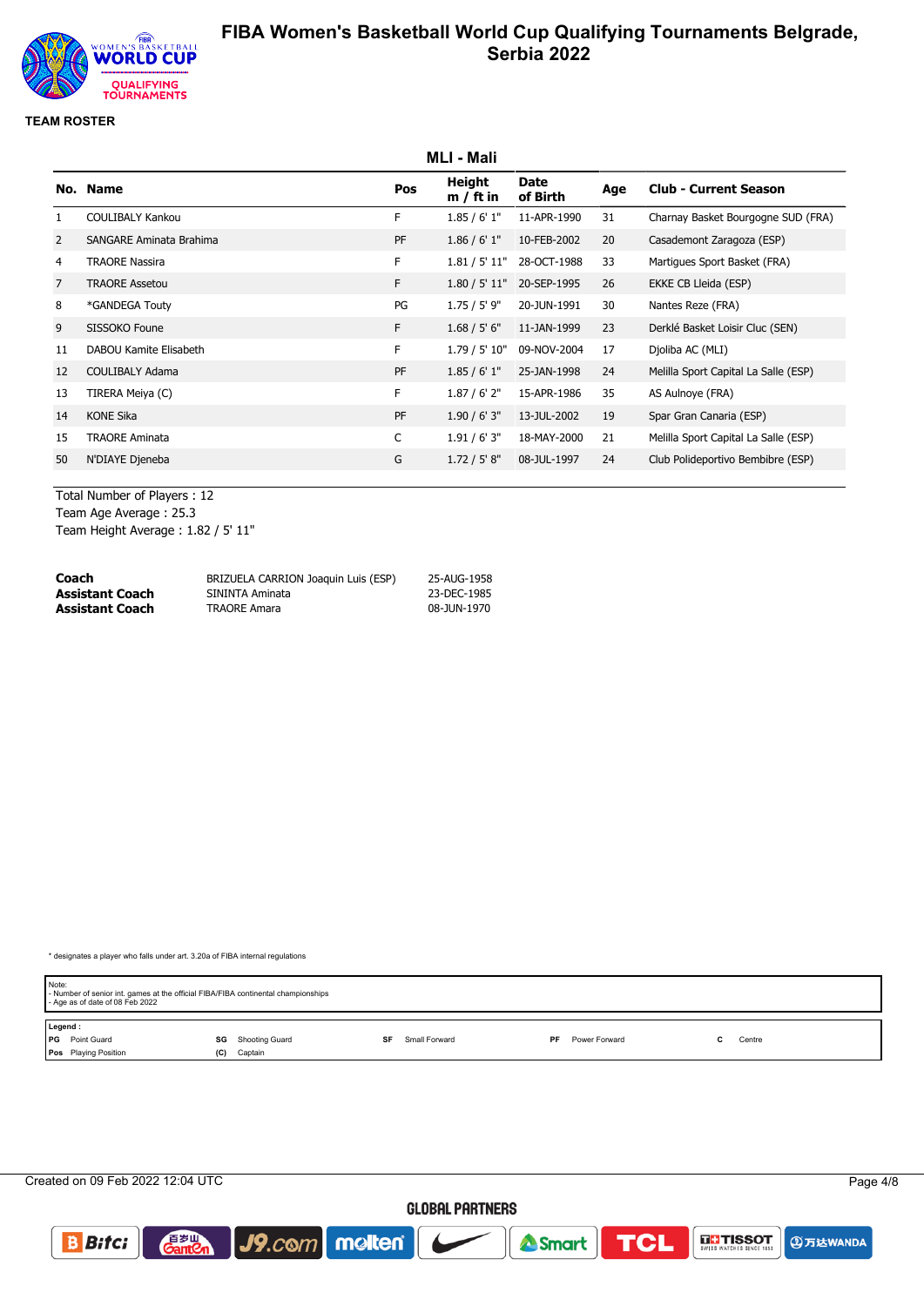# FIBA Women's Basketball World Cup Qualifying Tournaments Belgrade, Serbia 2022

**TEAM ROSTER**

## MLI - Mali

| No. | Name | Pos | Height m / ft in | Date of Birth | Age | Club - Current Season |
|---|---|---|---|---|---|---|
| 1 | COULIBALY Kankou | F | 1.85 / 6' 1" | 11-APR-1990 | 31 | Charnay Basket Bourgogne SUD (FRA) |
| 2 | SANGARE Aminata Brahima | PF | 1.86 / 6' 1" | 10-FEB-2002 | 20 | Casademont Zaragoza (ESP) |
| 4 | TRAORE Nassira | F | 1.81 / 5' 11" | 28-OCT-1988 | 33 | Martigues Sport Basket (FRA) |
| 7 | TRAORE Assetou | F | 1.80 / 5' 11" | 20-SEP-1995 | 26 | EKKE CB Lleida (ESP) |
| 8 | *GANDEGA Touty | PG | 1.75 / 5' 9" | 20-JUN-1991 | 30 | Nantes Reze (FRA) |
| 9 | SISSOKO Foune | F | 1.68 / 5' 6" | 11-JAN-1999 | 23 | Derklé Basket Loisir Cluc (SEN) |
| 11 | DABOU Kamite Elisabeth | F | 1.79 / 5' 10" | 09-NOV-2004 | 17 | Djoliba AC (MLI) |
| 12 | COULIBALY Adama | PF | 1.85 / 6' 1" | 25-JAN-1998 | 24 | Melilla Sport Capital La Salle (ESP) |
| 13 | TIRERA Meiya (C) | F | 1.87 / 6' 2" | 15-APR-1986 | 35 | AS Aulnoye (FRA) |
| 14 | KONE Sika | PF | 1.90 / 6' 3" | 13-JUL-2002 | 19 | Spar Gran Canaria (ESP) |
| 15 | TRAORE Aminata | C | 1.91 / 6' 3" | 18-MAY-2000 | 21 | Melilla Sport Capital La Salle (ESP) |
| 50 | N'DIAYE Djeneba | G | 1.72 / 5' 8" | 08-JUL-1997 | 24 | Club Polideportivo Bembibre (ESP) |

Total Number of Players : 12
Team Age Average : 25.3
Team Height Average : 1.82 / 5' 11"

| | | |
|---|---|---|
| **Coach** | BRIZUELA CARRION Joaquin Luis (ESP) | 25-AUG-1958 |
| **Assistant Coach** | SININTA Aminata | 23-DEC-1985 |
| **Assistant Coach** | TRAORE Amara | 08-JUN-1970 |

\* designates a player who falls under art. 3.20a of FIBA internal regulations

Note:
- Number of senior int. games at the official FIBA/FIBA continental championships
- Age as of date of 08 Feb 2022

**Legend :**

| | | | | | | | | | |
|---|---|---|---|---|---|---|---|---|---|
| **PG** | Point Guard | **SG** | Shooting Guard | **SF** | Small Forward | **PF** | Power Forward | **C** | Centre |
| **Pos** | Playing Position | **(C)** | Captain | | | | | | |

Created on 09 Feb 2022 12:04 UTC

GLOBAL PARTNERS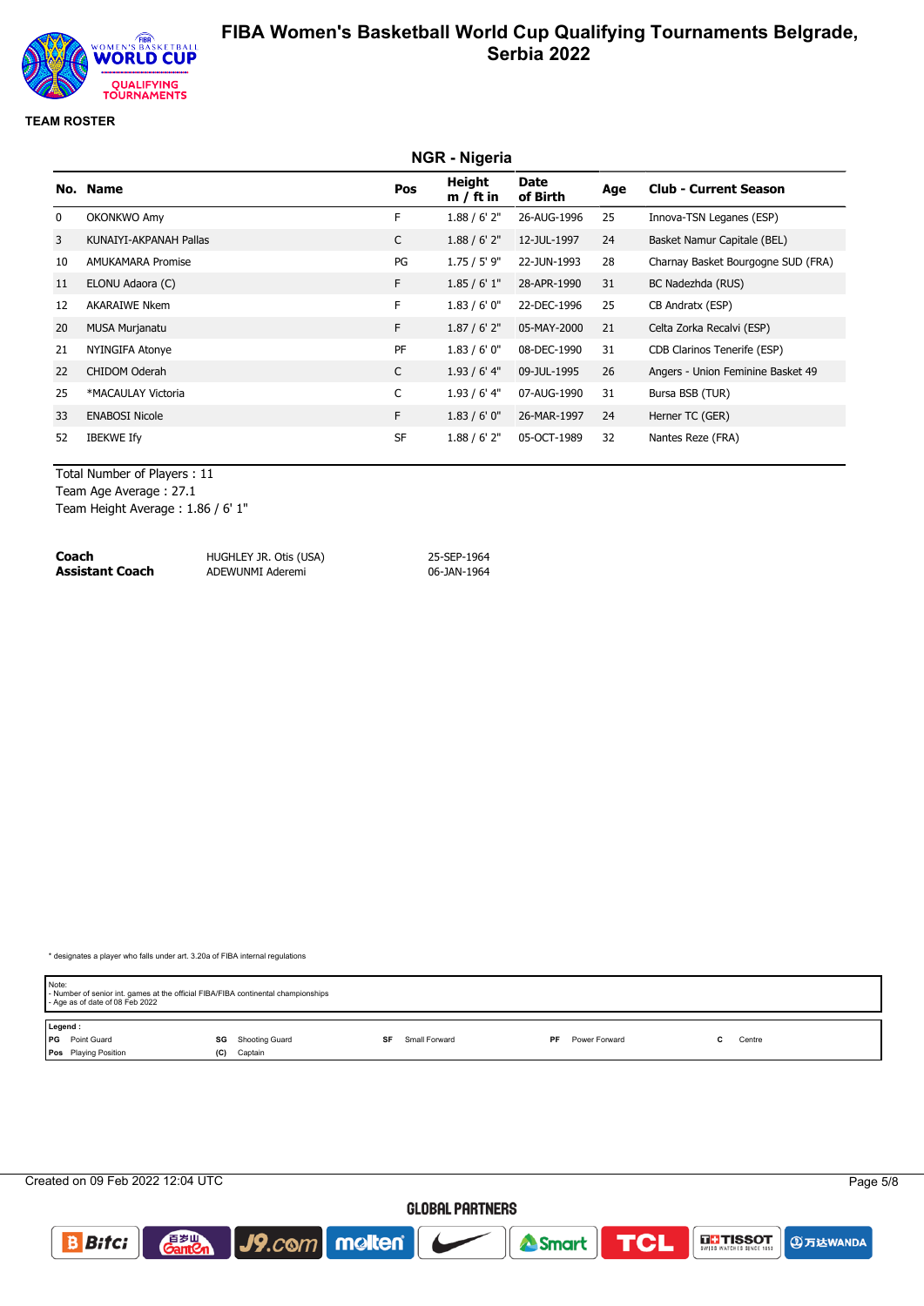# FIBA Women's Basketball World Cup Qualifying Tournaments Belgrade, Serbia 2022

**TEAM ROSTER**

## NGR - Nigeria

| No. | Name | Pos | Height m / ft in | Date of Birth | Age | Club - Current Season |
|---|---|---|---|---|---|---|
| 0 | OKONKWO Amy | F | 1.88 / 6' 2" | 26-AUG-1996 | 25 | Innova-TSN Leganes (ESP) |
| 3 | KUNAIYI-AKPANAH Pallas | C | 1.88 / 6' 2" | 12-JUL-1997 | 24 | Basket Namur Capitale (BEL) |
| 10 | AMUKAMARA Promise | PG | 1.75 / 5' 9" | 22-JUN-1993 | 28 | Charnay Basket Bourgogne SUD (FRA) |
| 11 | ELONU Adaora (C) | F | 1.85 / 6' 1" | 28-APR-1990 | 31 | BC Nadezhda (RUS) |
| 12 | AKARAIWE Nkem | F | 1.83 / 6' 0" | 22-DEC-1996 | 25 | CB Andratx (ESP) |
| 20 | MUSA Murjanatu | F | 1.87 / 6' 2" | 05-MAY-2000 | 21 | Celta Zorka Recalvi (ESP) |
| 21 | NYINGIFA Atonye | PF | 1.83 / 6' 0" | 08-DEC-1990 | 31 | CDB Clarinos Tenerife (ESP) |
| 22 | CHIDOM Oderah | C | 1.93 / 6' 4" | 09-JUL-1995 | 26 | Angers - Union Feminine Basket 49 |
| 25 | *MACAULAY Victoria | C | 1.93 / 6' 4" | 07-AUG-1990 | 31 | Bursa BSB (TUR) |
| 33 | ENABOSI Nicole | F | 1.83 / 6' 0" | 26-MAR-1997 | 24 | Herner TC (GER) |
| 52 | IBEKWE Ify | SF | 1.88 / 6' 2" | 05-OCT-1989 | 32 | Nantes Reze (FRA) |

Total Number of Players : 11
Team Age Average : 27.1
Team Height Average : 1.86 / 6' 1"

| | | |
|---|---|---|
| **Coach** | HUGHLEY JR. Otis (USA) | 25-SEP-1964 |
| **Assistant Coach** | ADEWUNMI Aderemi | 06-JAN-1964 |

* designates a player who falls under art. 3.20a of FIBA internal regulations

Note:
- Number of senior int. games at the official FIBA/FIBA continental championships
- Age as of date of 08 Feb 2022

**Legend :**

| | | | | | | | | | |
|---|---|---|---|---|---|---|---|---|---|
| **PG** | Point Guard | **SG** | Shooting Guard | **SF** | Small Forward | **PF** | Power Forward | **C** | Centre |
| **Pos** | Playing Position | **(C)** | Captain | | | | | | |

Created on 09 Feb 2022 12:04 UTC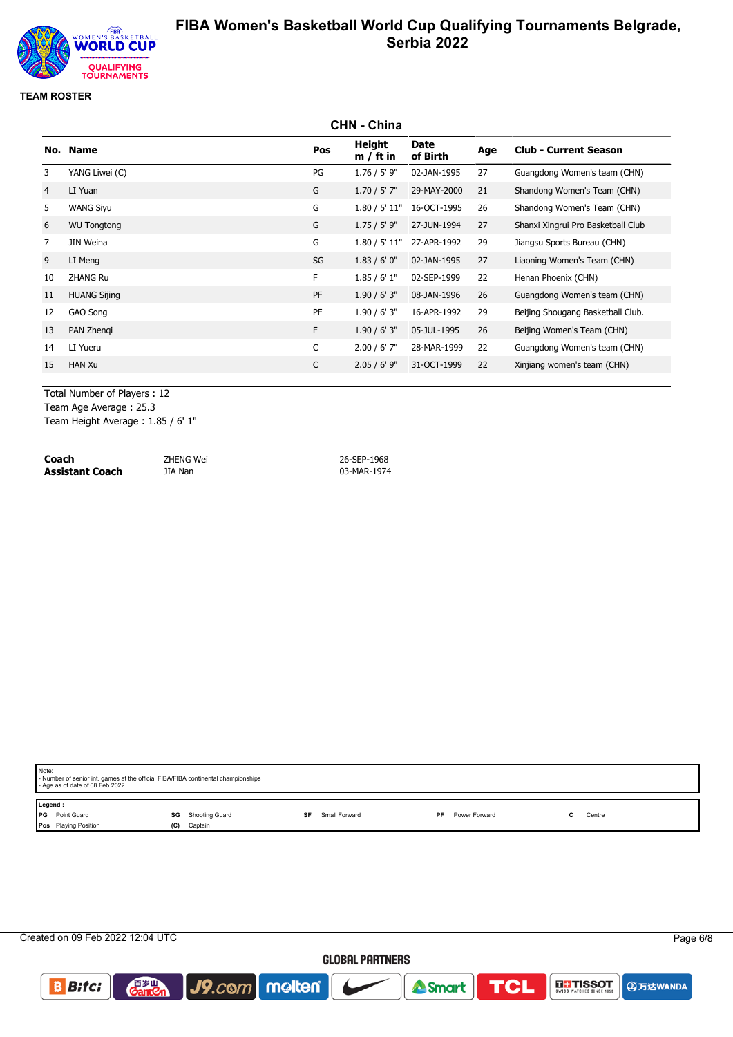# FIBA Women's Basketball World Cup Qualifying Tournaments Belgrade, Serbia 2022

**TEAM ROSTER**

## CHN - China

| No. | Name | Pos | Height m / ft in | Date of Birth | Age | Club - Current Season |
|---|---|---|---|---|---|---|
| 3 | YANG Liwei (C) | PG | 1.76 / 5' 9" | 02-JAN-1995 | 27 | Guangdong Women's team (CHN) |
| 4 | LI Yuan | G | 1.70 / 5' 7" | 29-MAY-2000 | 21 | Shandong Women's Team (CHN) |
| 5 | WANG Siyu | G | 1.80 / 5' 11" | 16-OCT-1995 | 26 | Shandong Women's Team (CHN) |
| 6 | WU Tongtong | G | 1.75 / 5' 9" | 27-JUN-1994 | 27 | Shanxi Xingrui Pro Basketball Club |
| 7 | JIN Weina | G | 1.80 / 5' 11" | 27-APR-1992 | 29 | Jiangsu Sports Bureau (CHN) |
| 9 | LI Meng | SG | 1.83 / 6' 0" | 02-JAN-1995 | 27 | Liaoning Women's Team (CHN) |
| 10 | ZHANG Ru | F | 1.85 / 6' 1" | 02-SEP-1999 | 22 | Henan Phoenix (CHN) |
| 11 | HUANG Sijing | PF | 1.90 / 6' 3" | 08-JAN-1996 | 26 | Guangdong Women's team (CHN) |
| 12 | GAO Song | PF | 1.90 / 6' 3" | 16-APR-1992 | 29 | Beijing Shougang Basketball Club. |
| 13 | PAN Zhenqi | F | 1.90 / 6' 3" | 05-JUL-1995 | 26 | Beijing Women's Team (CHN) |
| 14 | LI Yueru | C | 2.00 / 6' 7" | 28-MAR-1999 | 22 | Guangdong Women's team (CHN) |
| 15 | HAN Xu | C | 2.05 / 6' 9" | 31-OCT-1999 | 22 | Xinjiang women's team (CHN) |

Total Number of Players : 12
Team Age Average : 25.3
Team Height Average : 1.85 / 6' 1"

| | | |
|---|---|---|
| **Coach** | ZHENG Wei | 26-SEP-1968 |
| **Assistant Coach** | JIA Nan | 03-MAR-1974 |

Note:
- Number of senior int. games at the official FIBA/FIBA continental championships
- Age as of date of 08 Feb 2022

**Legend :**

| | | | | | | | | | |
|---|---|---|---|---|---|---|---|---|---|
| PG | Point Guard | SG | Shooting Guard | SF | Small Forward | PF | Power Forward | C | Centre |
| Pos | Playing Position | (C) | Captain | | | | | | |

Created on 09 Feb 2022 12:04 UTC

GLOBAL PARTNERS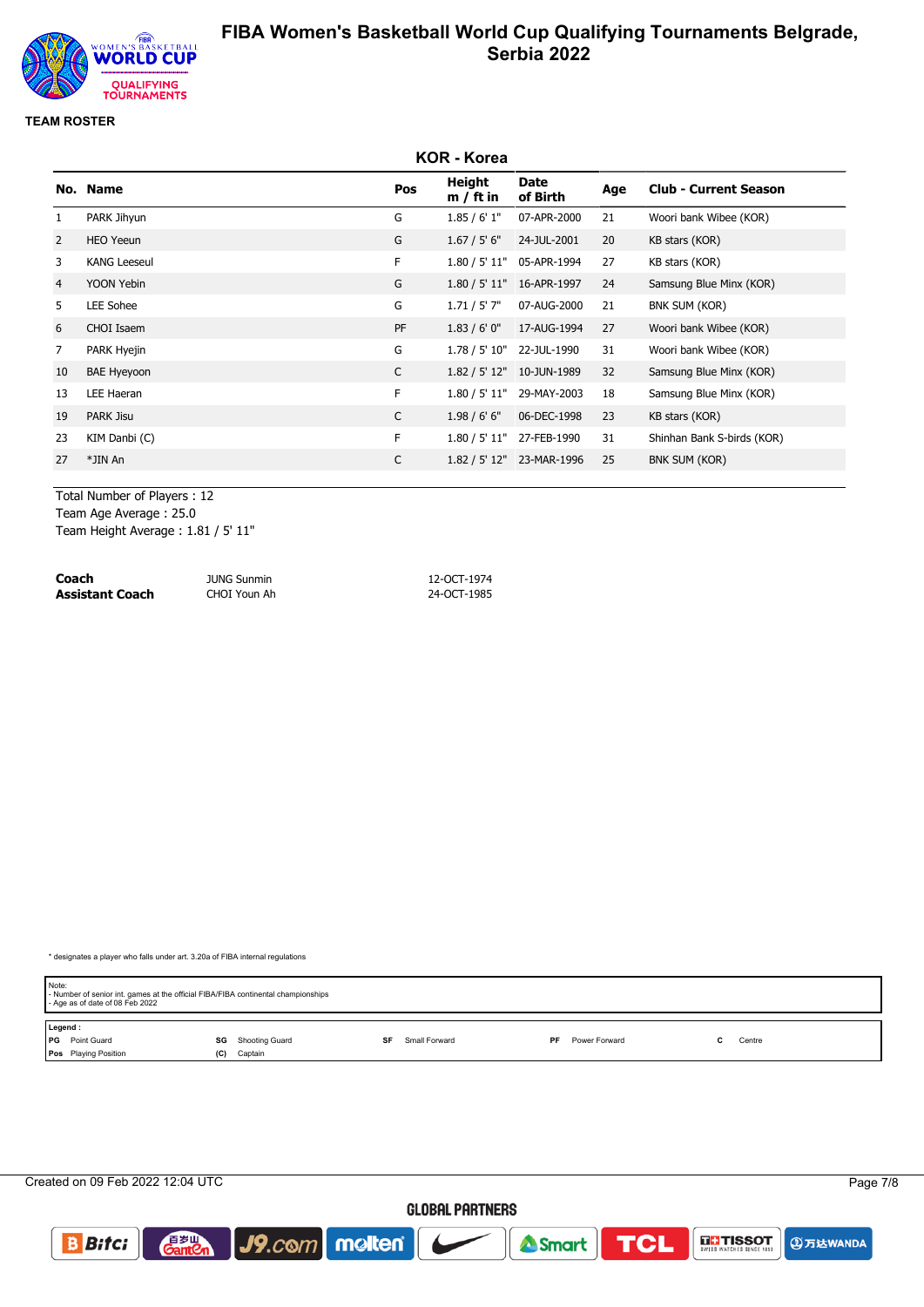# FIBA Women's Basketball World Cup Qualifying Tournaments Belgrade, Serbia 2022

## TEAM ROSTER

### KOR - Korea

| No. | Name | Pos | Height m / ft in | Date of Birth | Age | Club - Current Season |
|---|---|---|---|---|---|---|
| 1 | PARK Jihyun | G | 1.85 / 6' 1" | 07-APR-2000 | 21 | Woori bank Wibee (KOR) |
| 2 | HEO Yeeun | G | 1.67 / 5' 6" | 24-JUL-2001 | 20 | KB stars (KOR) |
| 3 | KANG Leeseul | F | 1.80 / 5' 11" | 05-APR-1994 | 27 | KB stars (KOR) |
| 4 | YOON Yebin | G | 1.80 / 5' 11" | 16-APR-1997 | 24 | Samsung Blue Minx (KOR) |
| 5 | LEE Sohee | G | 1.71 / 5' 7" | 07-AUG-2000 | 21 | BNK SUM (KOR) |
| 6 | CHOI Isaem | PF | 1.83 / 6' 0" | 17-AUG-1994 | 27 | Woori bank Wibee (KOR) |
| 7 | PARK Hyejin | G | 1.78 / 5' 10" | 22-JUL-1990 | 31 | Woori bank Wibee (KOR) |
| 10 | BAE Hyeyoon | C | 1.82 / 5' 12" | 10-JUN-1989 | 32 | Samsung Blue Minx (KOR) |
| 13 | LEE Haeran | F | 1.80 / 5' 11" | 29-MAY-2003 | 18 | Samsung Blue Minx (KOR) |
| 19 | PARK Jisu | C | 1.98 / 6' 6" | 06-DEC-1998 | 23 | KB stars (KOR) |
| 23 | KIM Danbi (C) | F | 1.80 / 5' 11" | 27-FEB-1990 | 31 | Shinhan Bank S-birds (KOR) |
| 27 | *JIN An | C | 1.82 / 5' 12" | 23-MAR-1996 | 25 | BNK SUM (KOR) |

Total Number of Players : 12
Team Age Average : 25.0
Team Height Average : 1.81 / 5' 11"

| | | |
|---|---|---|
| **Coach** | JUNG Sunmin | 12-OCT-1974 |
| **Assistant Coach** | CHOI Youn Ah | 24-OCT-1985 |

\* designates a player who falls under art. 3.20a of FIBA internal regulations

Note:
- Number of senior int. games at the official FIBA/FIBA continental championships
- Age as of date of 08 Feb 2022

**Legend :**

| | | | | | | | | | |
|---|---|---|---|---|---|---|---|---|---|
| **PG** | Point Guard | **SG** | Shooting Guard | **SF** | Small Forward | **PF** | Power Forward | **C** | Centre |
| **Pos** | Playing Position | **(C)** | Captain | | | | | | |

Created on 09 Feb 2022 12:04 UTC

GLOBAL PARTNERS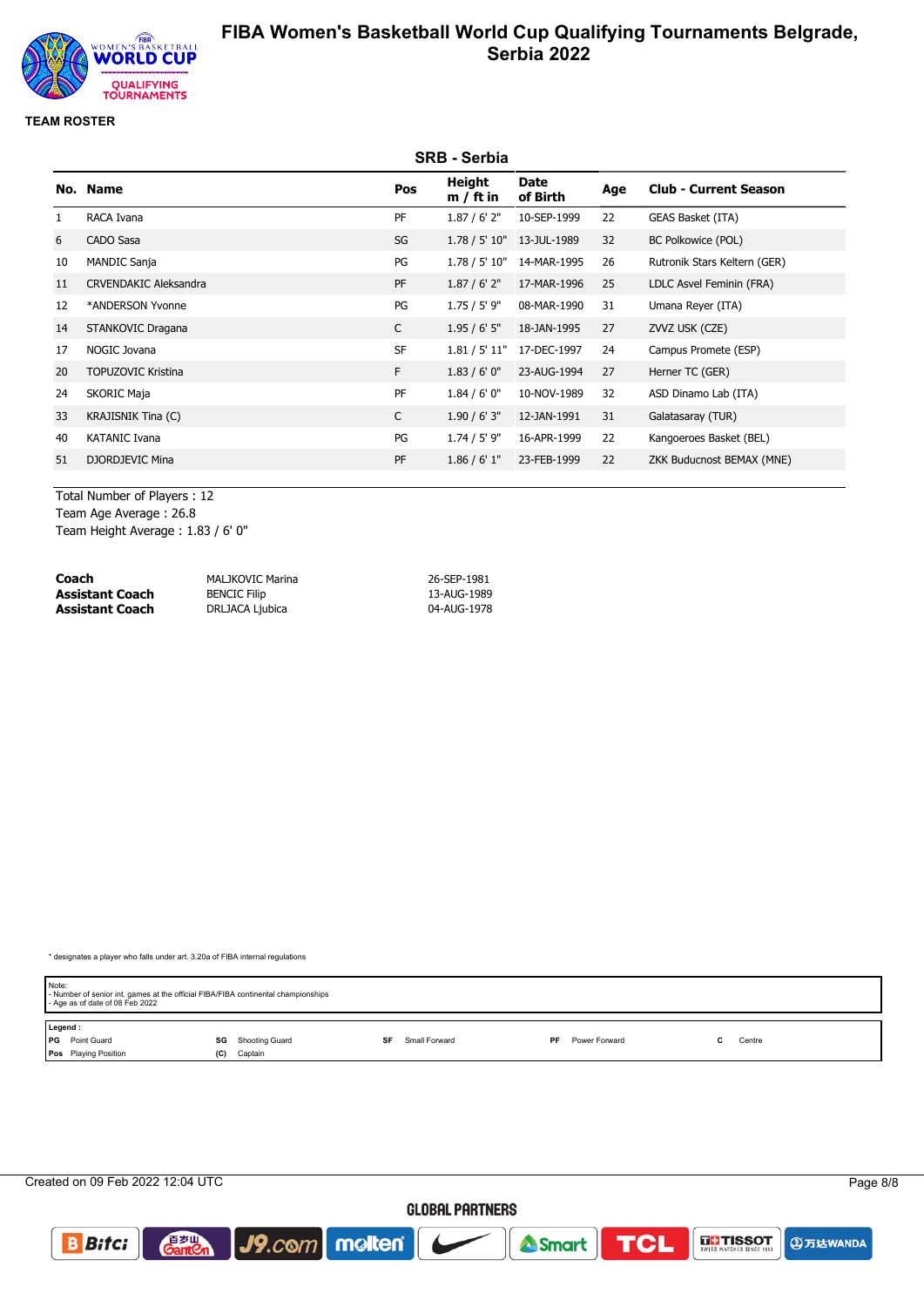# FIBA Women's Basketball World Cup Qualifying Tournaments Belgrade, Serbia 2022

**TEAM ROSTER**

## SRB - Serbia

| No. | Name | Pos | Height m / ft in | Date of Birth | Age | Club - Current Season |
|---|---|---|---|---|---|---|
| 1 | RACA Ivana | PF | 1.87 / 6' 2" | 10-SEP-1999 | 22 | GEAS Basket (ITA) |
| 6 | CADO Sasa | SG | 1.78 / 5' 10" | 13-JUL-1989 | 32 | BC Polkowice (POL) |
| 10 | MANDIC Sanja | PG | 1.78 / 5' 10" | 14-MAR-1995 | 26 | Rutronik Stars Keltern (GER) |
| 11 | CRVENDAKIC Aleksandra | PF | 1.87 / 6' 2" | 17-MAR-1996 | 25 | LDLC Asvel Feminin (FRA) |
| 12 | *ANDERSON Yvonne | PG | 1.75 / 5' 9" | 08-MAR-1990 | 31 | Umana Reyer (ITA) |
| 14 | STANKOVIC Dragana | C | 1.95 / 6' 5" | 18-JAN-1995 | 27 | ZVVZ USK (CZE) |
| 17 | NOGIC Jovana | SF | 1.81 / 5' 11" | 17-DEC-1997 | 24 | Campus Promete (ESP) |
| 20 | TOPUZOVIC Kristina | F | 1.83 / 6' 0" | 23-AUG-1994 | 27 | Herner TC (GER) |
| 24 | SKORIC Maja | PF | 1.84 / 6' 0" | 10-NOV-1989 | 32 | ASD Dinamo Lab (ITA) |
| 33 | KRAJISNIK Tina (C) | C | 1.90 / 6' 3" | 12-JAN-1991 | 31 | Galatasaray (TUR) |
| 40 | KATANIC Ivana | PG | 1.74 / 5' 9" | 16-APR-1999 | 22 | Kangoeroes Basket (BEL) |
| 51 | DJORDJEVIC Mina | PF | 1.86 / 6' 1" | 23-FEB-1999 | 22 | ZKK Buducnost BEMAX (MNE) |

Total Number of Players : 12
Team Age Average : 26.8
Team Height Average : 1.83 / 6' 0"

| | | |
|---|---|---|
| **Coach** | MALJKOVIC Marina | 26-SEP-1981 |
| **Assistant Coach** | BENCIC Filip | 13-AUG-1989 |
| **Assistant Coach** | DRLJACA Ljubica | 04-AUG-1978 |

* designates a player who falls under art. 3.20a of FIBA internal regulations

Note:
- Number of senior int. games at the official FIBA/FIBA continental championships
- Age as of date of 08 Feb 2022

**Legend :**

| | | | | | | | | | |
|---|---|---|---|---|---|---|---|---|---|
| **PG** | Point Guard | **SG** | Shooting Guard | **SF** | Small Forward | **PF** | Power Forward | **C** | Centre |
| **Pos** | Playing Position | **(C)** | Captain | | | | | | |

Created on 09 Feb 2022 12:04 UTC

GLOBAL PARTNERS